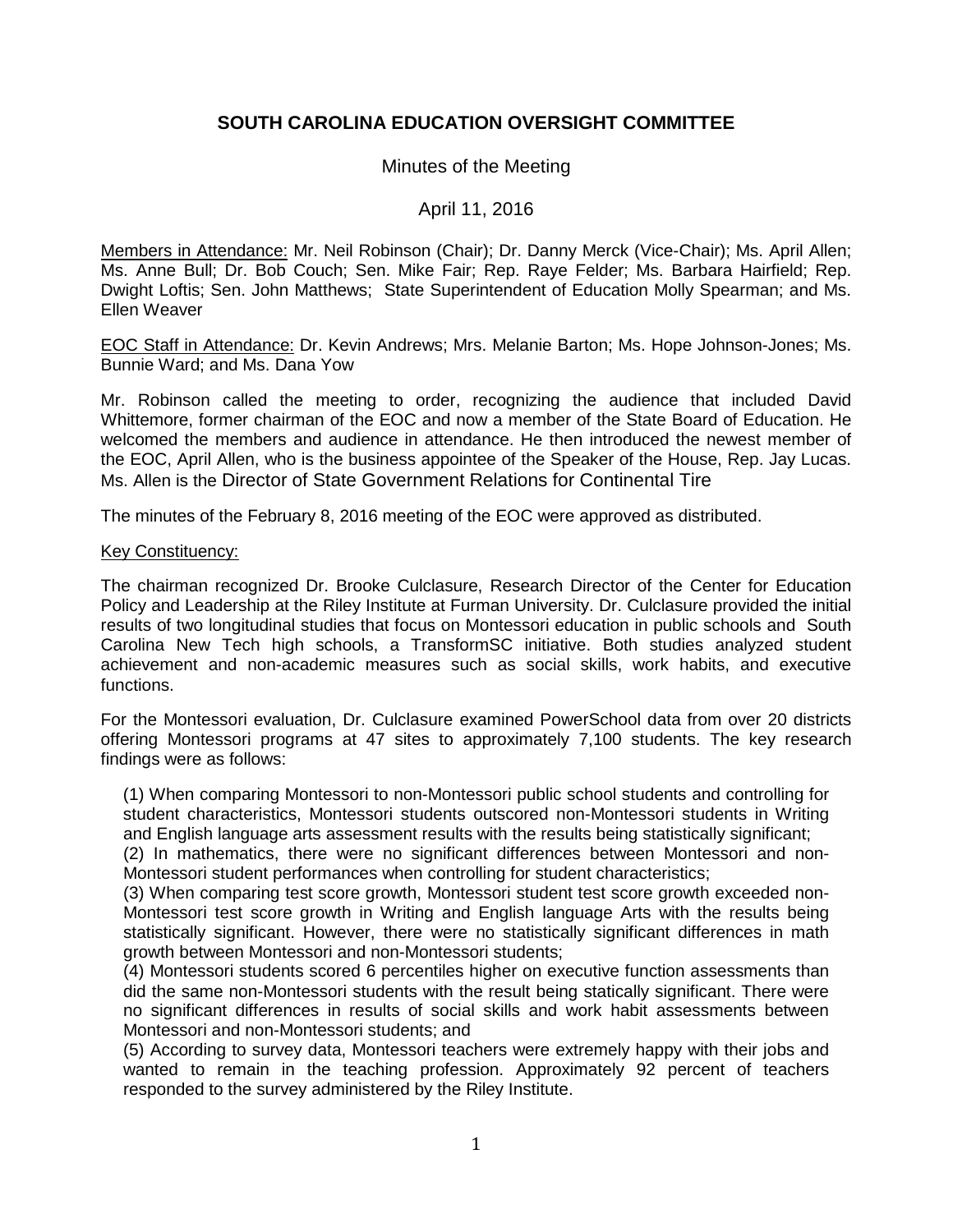# SOUTH CAROLINA EDUCATION OVERSIGHT COMMITTEE

Minutes of the Meeting

April 11, 2016

Members in Attendance: Mr. Neil Robinson (Chair); Dr. Danny Merck (Vice-Chair); Ms. April Allen; Ms. Anne Bull; Dr. Bob Couch; Sen. Mike Fair; Rep. Raye Felder; Ms. Barbara Hairfield; Rep. Dwight Loftis; Sen. John Matthews; State Superintendent of Education Molly Spearman; and Ms. Ellen Weaver

EOC Staff in Attendance: Dr. Kevin Andrews; Mrs. Melanie Barton; Ms. Hope Johnson-Jones; Ms. Bunnie Ward; and Ms. Dana Yow

Mr. Robinson called the meeting to order, recognizing the audience that included David Whittemore, former chairman of the EOC and now a member of the State Board of Education. He welcomed the members and audience in attendance. He then introduced the newest member of the EOC, April Allen, who is the business appointee of the Speaker of the House, Rep. Jay Lucas. Ms. Allen is the Director of State Government Relations for Continental Tire

The minutes of the February 8, 2016 meeting of the EOC were approved as distributed.

Key Constituency:

The chairman recognized Dr. Brooke Culclasure, Research Director of the Center for Education Policy and Leadership at the Riley Institute at Furman University. Dr. Culclasure provided the initial results of two longitudinal studies that focus on Montessori education in public schools and South Carolina New Tech high schools, a TransformSC initiative. Both studies analyzed student achievement and non-academic measures such as social skills, work habits, and executive functions.

For the Montessori evaluation, Dr. Culclasure examined PowerSchool data from over 20 districts offering Montessori programs at 47 sites to approximately 7,100 students. The key research findings were as follows:

(1) When comparing Montessori to non-Montessori public school students and controlling for student characteristics, Montessori students outscored non-Montessori students in Writing and English language arts assessment results with the results being statistically significant;
(2) In mathematics, there were no significant differences between Montessori and non-Montessori student performances when controlling for student characteristics;
(3) When comparing test score growth, Montessori student test score growth exceeded non-Montessori test score growth in Writing and English language Arts with the results being statistically significant. However, there were no statistically significant differences in math growth between Montessori and non-Montessori students;
(4) Montessori students scored 6 percentiles higher on executive function assessments than did the same non-Montessori students with the result being statically significant. There were no significant differences in results of social skills and work habit assessments between Montessori and non-Montessori students; and
(5) According to survey data, Montessori teachers were extremely happy with their jobs and wanted to remain in the teaching profession. Approximately 92 percent of teachers responded to the survey administered by the Riley Institute.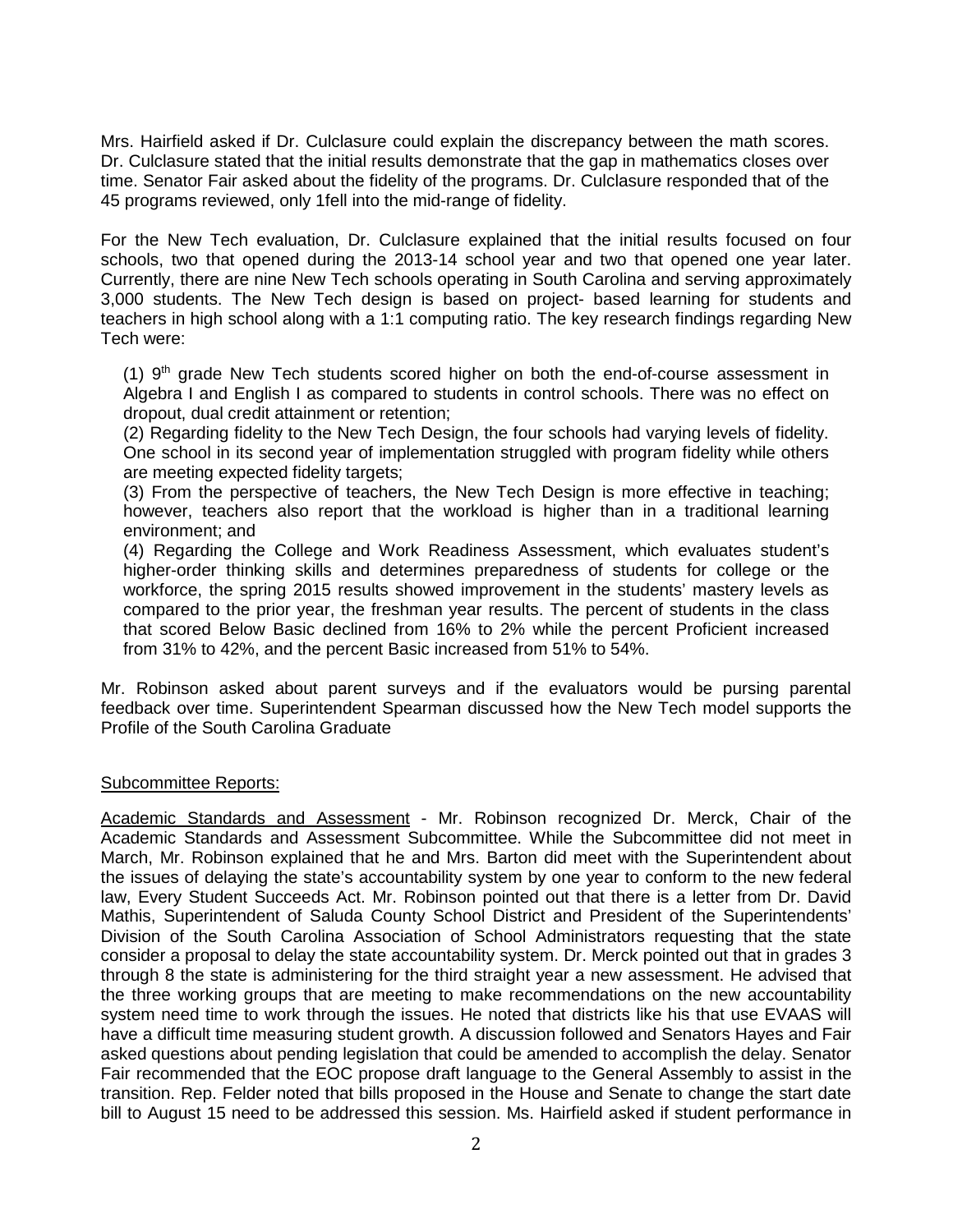Mrs. Hairfield asked if Dr. Culclasure could explain the discrepancy between the math scores. Dr. Culclasure stated that the initial results demonstrate that the gap in mathematics closes over time. Senator Fair asked about the fidelity of the programs. Dr. Culclasure responded that of the 45 programs reviewed, only 1fell into the mid-range of fidelity.

For the New Tech evaluation, Dr. Culclasure explained that the initial results focused on four schools, two that opened during the 2013-14 school year and two that opened one year later. Currently, there are nine New Tech schools operating in South Carolina and serving approximately 3,000 students. The New Tech design is based on project- based learning for students and teachers in high school along with a 1:1 computing ratio. The key research findings regarding New Tech were:

(1) 9th grade New Tech students scored higher on both the end-of-course assessment in Algebra I and English I as compared to students in control schools. There was no effect on dropout, dual credit attainment or retention;

(2) Regarding fidelity to the New Tech Design, the four schools had varying levels of fidelity. One school in its second year of implementation struggled with program fidelity while others are meeting expected fidelity targets;

(3) From the perspective of teachers, the New Tech Design is more effective in teaching; however, teachers also report that the workload is higher than in a traditional learning environment; and

(4) Regarding the College and Work Readiness Assessment, which evaluates student's higher-order thinking skills and determines preparedness of students for college or the workforce, the spring 2015 results showed improvement in the students' mastery levels as compared to the prior year, the freshman year results. The percent of students in the class that scored Below Basic declined from 16% to 2% while the percent Proficient increased from 31% to 42%, and the percent Basic increased from 51% to 54%.

Mr. Robinson asked about parent surveys and if the evaluators would be pursing parental feedback over time. Superintendent Spearman discussed how the New Tech model supports the Profile of the South Carolina Graduate

## Subcommittee Reports:

Academic Standards and Assessment - Mr. Robinson recognized Dr. Merck, Chair of the Academic Standards and Assessment Subcommittee. While the Subcommittee did not meet in March, Mr. Robinson explained that he and Mrs. Barton did meet with the Superintendent about the issues of delaying the state's accountability system by one year to conform to the new federal law, Every Student Succeeds Act. Mr. Robinson pointed out that there is a letter from Dr. David Mathis, Superintendent of Saluda County School District and President of the Superintendents' Division of the South Carolina Association of School Administrators requesting that the state consider a proposal to delay the state accountability system. Dr. Merck pointed out that in grades 3 through 8 the state is administering for the third straight year a new assessment. He advised that the three working groups that are meeting to make recommendations on the new accountability system need time to work through the issues. He noted that districts like his that use EVAAS will have a difficult time measuring student growth. A discussion followed and Senators Hayes and Fair asked questions about pending legislation that could be amended to accomplish the delay. Senator Fair recommended that the EOC propose draft language to the General Assembly to assist in the transition. Rep. Felder noted that bills proposed in the House and Senate to change the start date bill to August 15 need to be addressed this session. Ms. Hairfield asked if student performance in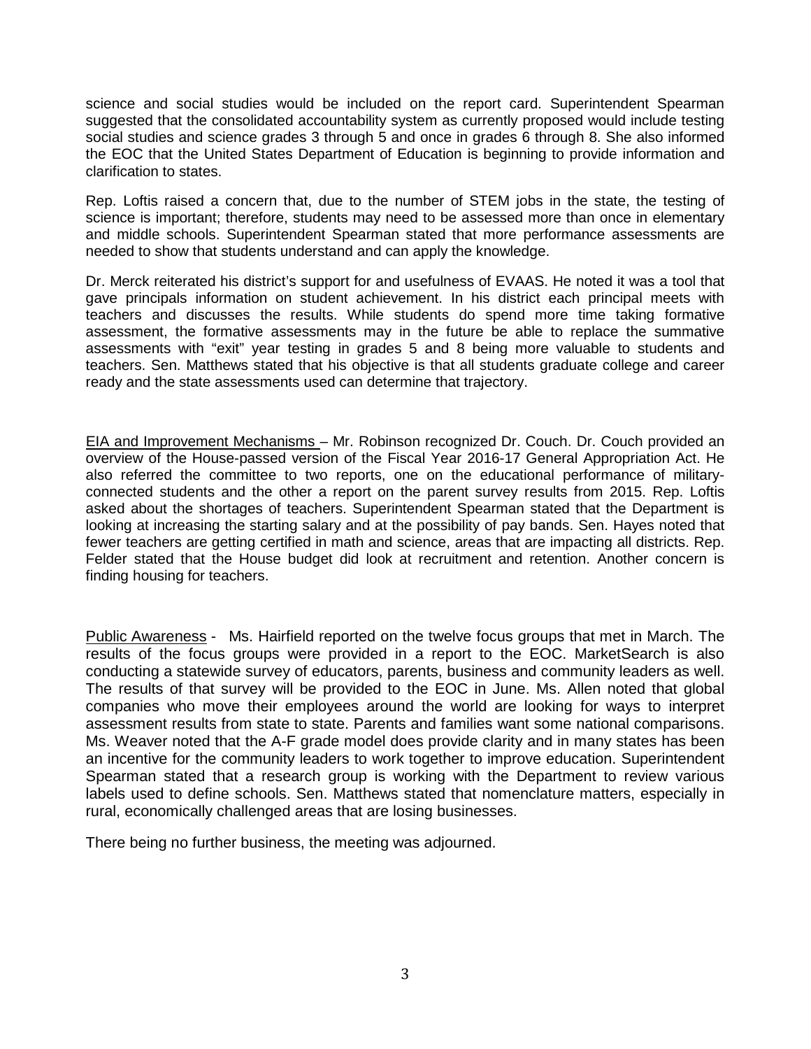science and social studies would be included on the report card. Superintendent Spearman suggested that the consolidated accountability system as currently proposed would include testing social studies and science grades 3 through 5 and once in grades 6 through 8. She also informed the EOC that the United States Department of Education is beginning to provide information and clarification to states.

Rep. Loftis raised a concern that, due to the number of STEM jobs in the state, the testing of science is important; therefore, students may need to be assessed more than once in elementary and middle schools. Superintendent Spearman stated that more performance assessments are needed to show that students understand and can apply the knowledge.

Dr. Merck reiterated his district's support for and usefulness of EVAAS. He noted it was a tool that gave principals information on student achievement. In his district each principal meets with teachers and discusses the results. While students do spend more time taking formative assessment, the formative assessments may in the future be able to replace the summative assessments with "exit" year testing in grades 5 and 8 being more valuable to students and teachers. Sen. Matthews stated that his objective is that all students graduate college and career ready and the state assessments used can determine that trajectory.

EIA and Improvement Mechanisms – Mr. Robinson recognized Dr. Couch. Dr. Couch provided an overview of the House-passed version of the Fiscal Year 2016-17 General Appropriation Act. He also referred the committee to two reports, one on the educational performance of military-connected students and the other a report on the parent survey results from 2015. Rep. Loftis asked about the shortages of teachers. Superintendent Spearman stated that the Department is looking at increasing the starting salary and at the possibility of pay bands. Sen. Hayes noted that fewer teachers are getting certified in math and science, areas that are impacting all districts. Rep. Felder stated that the House budget did look at recruitment and retention. Another concern is finding housing for teachers.

Public Awareness - Ms. Hairfield reported on the twelve focus groups that met in March. The results of the focus groups were provided in a report to the EOC. MarketSearch is also conducting a statewide survey of educators, parents, business and community leaders as well. The results of that survey will be provided to the EOC in June. Ms. Allen noted that global companies who move their employees around the world are looking for ways to interpret assessment results from state to state. Parents and families want some national comparisons. Ms. Weaver noted that the A-F grade model does provide clarity and in many states has been an incentive for the community leaders to work together to improve education. Superintendent Spearman stated that a research group is working with the Department to review various labels used to define schools. Sen. Matthews stated that nomenclature matters, especially in rural, economically challenged areas that are losing businesses.

There being no further business, the meeting was adjourned.